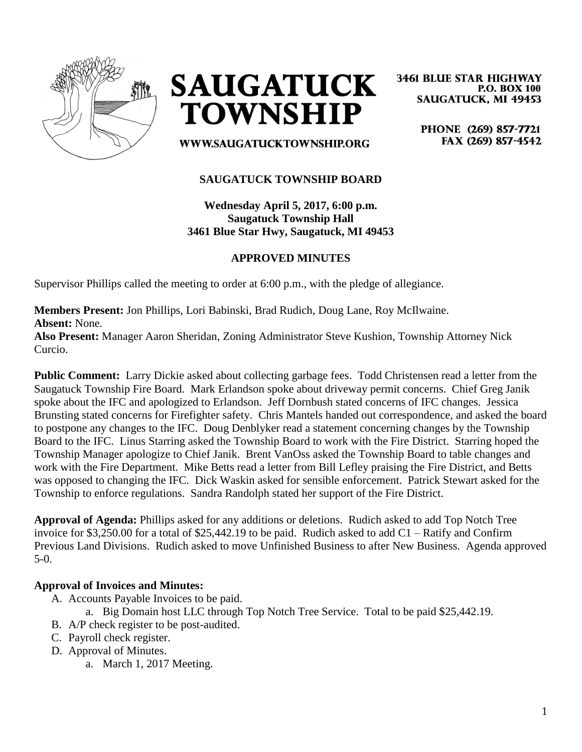**SAUGATUCK TOWNSHIP**

3461 BLUE STAR HIGHWAY
P.O. BOX 100
SAUGATUCK, MI 49453

PHONE (269) 857-7721
FAX (269) 857-4542

WWW.SAUGATUCKTOWNSHIP.ORG

## SAUGATUCK TOWNSHIP BOARD

**Wednesday April 5, 2017, 6:00 p.m.**
**Saugatuck Township Hall**
**3461 Blue Star Hwy, Saugatuck, MI 49453**

## APPROVED MINUTES

Supervisor Phillips called the meeting to order at 6:00 p.m., with the pledge of allegiance.

**Members Present:** Jon Phillips, Lori Babinski, Brad Rudich, Doug Lane, Roy McIlwaine.
**Absent:** None.
**Also Present:** Manager Aaron Sheridan, Zoning Administrator Steve Kushion, Township Attorney Nick Curcio.

**Public Comment:** Larry Dickie asked about collecting garbage fees. Todd Christensen read a letter from the Saugatuck Township Fire Board. Mark Erlandson spoke about driveway permit concerns. Chief Greg Janik spoke about the IFC and apologized to Erlandson. Jeff Dornbush stated concerns of IFC changes. Jessica Brunsting stated concerns for Firefighter safety. Chris Mantels handed out correspondence, and asked the board to postpone any changes to the IFC. Doug Denblyker read a statement concerning changes by the Township Board to the IFC. Linus Starring asked the Township Board to work with the Fire District. Starring hoped the Township Manager apologize to Chief Janik. Brent VanOss asked the Township Board to table changes and work with the Fire Department. Mike Betts read a letter from Bill Lefley praising the Fire District, and Betts was opposed to changing the IFC. Dick Waskin asked for sensible enforcement. Patrick Stewart asked for the Township to enforce regulations. Sandra Randolph stated her support of the Fire District.

**Approval of Agenda:** Phillips asked for any additions or deletions. Rudich asked to add Top Notch Tree invoice for $3,250.00 for a total of $25,442.19 to be paid. Rudich asked to add C1 – Ratify and Confirm Previous Land Divisions. Rudich asked to move Unfinished Business to after New Business. Agenda approved 5-0.

**Approval of Invoices and Minutes:**

- A. Accounts Payable Invoices to be paid.
  - a. Big Domain host LLC through Top Notch Tree Service. Total to be paid $25,442.19.
- B. A/P check register to be post-audited.
- C. Payroll check register.
- D. Approval of Minutes.
  - a. March 1, 2017 Meeting.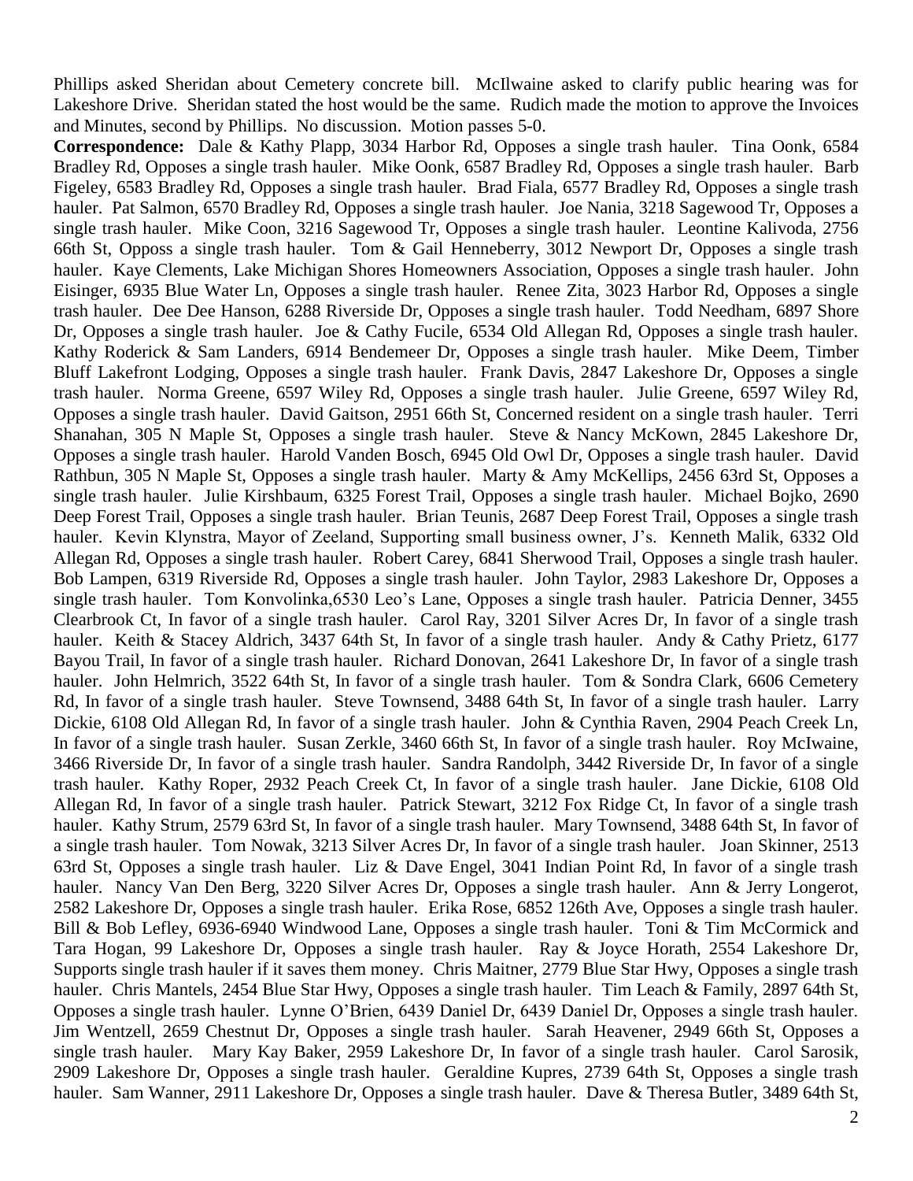Phillips asked Sheridan about Cemetery concrete bill. McIlwaine asked to clarify public hearing was for Lakeshore Drive. Sheridan stated the host would be the same. Rudich made the motion to approve the Invoices and Minutes, second by Phillips. No discussion. Motion passes 5-0.

**Correspondence:** Dale & Kathy Plapp, 3034 Harbor Rd, Opposes a single trash hauler. Tina Oonk, 6584 Bradley Rd, Opposes a single trash hauler. Mike Oonk, 6587 Bradley Rd, Opposes a single trash hauler. Barb Figeley, 6583 Bradley Rd, Opposes a single trash hauler. Brad Fiala, 6577 Bradley Rd, Opposes a single trash hauler. Pat Salmon, 6570 Bradley Rd, Opposes a single trash hauler. Joe Nania, 3218 Sagewood Tr, Opposes a single trash hauler. Mike Coon, 3216 Sagewood Tr, Opposes a single trash hauler. Leontine Kalivoda, 2756 66th St, Opposs a single trash hauler. Tom & Gail Henneberry, 3012 Newport Dr, Opposes a single trash hauler. Kaye Clements, Lake Michigan Shores Homeowners Association, Opposes a single trash hauler. John Eisinger, 6935 Blue Water Ln, Opposes a single trash hauler. Renee Zita, 3023 Harbor Rd, Opposes a single trash hauler. Dee Dee Hanson, 6288 Riverside Dr, Opposes a single trash hauler. Todd Needham, 6897 Shore Dr, Opposes a single trash hauler. Joe & Cathy Fucile, 6534 Old Allegan Rd, Opposes a single trash hauler. Kathy Roderick & Sam Landers, 6914 Bendemeer Dr, Opposes a single trash hauler. Mike Deem, Timber Bluff Lakefront Lodging, Opposes a single trash hauler. Frank Davis, 2847 Lakeshore Dr, Opposes a single trash hauler. Norma Greene, 6597 Wiley Rd, Opposes a single trash hauler. Julie Greene, 6597 Wiley Rd, Opposes a single trash hauler. David Gaitson, 2951 66th St, Concerned resident on a single trash hauler. Terri Shanahan, 305 N Maple St, Opposes a single trash hauler. Steve & Nancy McKown, 2845 Lakeshore Dr, Opposes a single trash hauler. Harold Vanden Bosch, 6945 Old Owl Dr, Opposes a single trash hauler. David Rathbun, 305 N Maple St, Opposes a single trash hauler. Marty & Amy McKellips, 2456 63rd St, Opposes a single trash hauler. Julie Kirshbaum, 6325 Forest Trail, Opposes a single trash hauler. Michael Bojko, 2690 Deep Forest Trail, Opposes a single trash hauler. Brian Teunis, 2687 Deep Forest Trail, Opposes a single trash hauler. Kevin Klynstra, Mayor of Zeeland, Supporting small business owner, J's. Kenneth Malik, 6332 Old Allegan Rd, Opposes a single trash hauler. Robert Carey, 6841 Sherwood Trail, Opposes a single trash hauler. Bob Lampen, 6319 Riverside Rd, Opposes a single trash hauler. John Taylor, 2983 Lakeshore Dr, Opposes a single trash hauler. Tom Konvolinka,6530 Leo's Lane, Opposes a single trash hauler. Patricia Denner, 3455 Clearbrook Ct, In favor of a single trash hauler. Carol Ray, 3201 Silver Acres Dr, In favor of a single trash hauler. Keith & Stacey Aldrich, 3437 64th St, In favor of a single trash hauler. Andy & Cathy Prietz, 6177 Bayou Trail, In favor of a single trash hauler. Richard Donovan, 2641 Lakeshore Dr, In favor of a single trash hauler. John Helmrich, 3522 64th St, In favor of a single trash hauler. Tom & Sondra Clark, 6606 Cemetery Rd, In favor of a single trash hauler. Steve Townsend, 3488 64th St, In favor of a single trash hauler. Larry Dickie, 6108 Old Allegan Rd, In favor of a single trash hauler. John & Cynthia Raven, 2904 Peach Creek Ln, In favor of a single trash hauler. Susan Zerkle, 3460 66th St, In favor of a single trash hauler. Roy McIwaine, 3466 Riverside Dr, In favor of a single trash hauler. Sandra Randolph, 3442 Riverside Dr, In favor of a single trash hauler. Kathy Roper, 2932 Peach Creek Ct, In favor of a single trash hauler. Jane Dickie, 6108 Old Allegan Rd, In favor of a single trash hauler. Patrick Stewart, 3212 Fox Ridge Ct, In favor of a single trash hauler. Kathy Strum, 2579 63rd St, In favor of a single trash hauler. Mary Townsend, 3488 64th St, In favor of a single trash hauler. Tom Nowak, 3213 Silver Acres Dr, In favor of a single trash hauler. Joan Skinner, 2513 63rd St, Opposes a single trash hauler. Liz & Dave Engel, 3041 Indian Point Rd, In favor of a single trash hauler. Nancy Van Den Berg, 3220 Silver Acres Dr, Opposes a single trash hauler. Ann & Jerry Longerot, 2582 Lakeshore Dr, Opposes a single trash hauler. Erika Rose, 6852 126th Ave, Opposes a single trash hauler. Bill & Bob Lefley, 6936-6940 Windwood Lane, Opposes a single trash hauler. Toni & Tim McCormick and Tara Hogan, 99 Lakeshore Dr, Opposes a single trash hauler. Ray & Joyce Horath, 2554 Lakeshore Dr, Supports single trash hauler if it saves them money. Chris Maitner, 2779 Blue Star Hwy, Opposes a single trash hauler. Chris Mantels, 2454 Blue Star Hwy, Opposes a single trash hauler. Tim Leach & Family, 2897 64th St, Opposes a single trash hauler. Lynne O'Brien, 6439 Daniel Dr, 6439 Daniel Dr, Opposes a single trash hauler. Jim Wentzell, 2659 Chestnut Dr, Opposes a single trash hauler. Sarah Heavener, 2949 66th St, Opposes a single trash hauler. Mary Kay Baker, 2959 Lakeshore Dr, In favor of a single trash hauler. Carol Sarosik, 2909 Lakeshore Dr, Opposes a single trash hauler. Geraldine Kupres, 2739 64th St, Opposes a single trash hauler. Sam Wanner, 2911 Lakeshore Dr, Opposes a single trash hauler. Dave & Theresa Butler, 3489 64th St,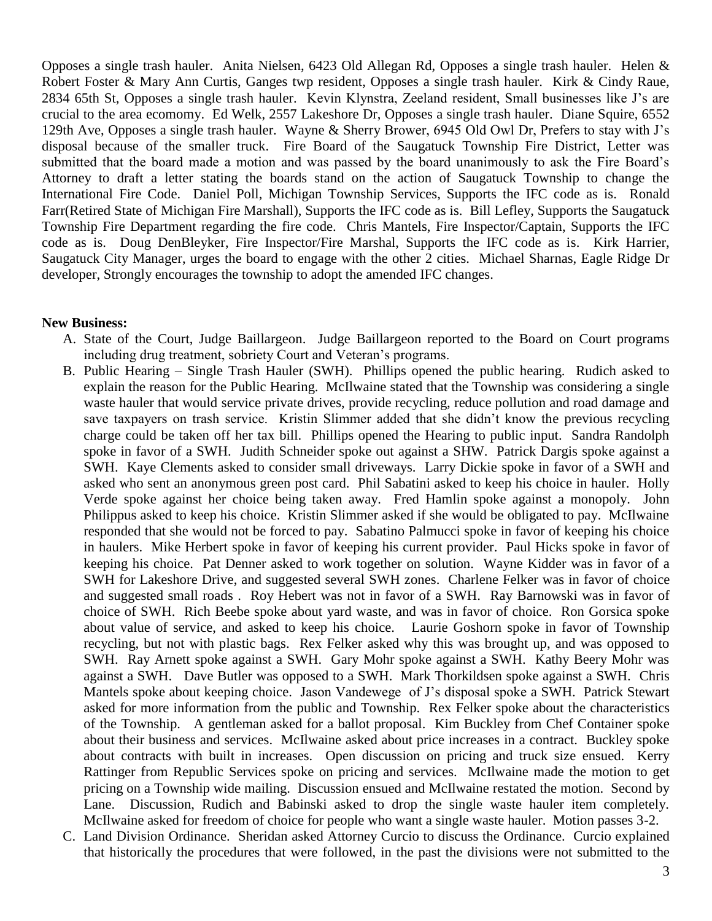Opposes a single trash hauler. Anita Nielsen, 6423 Old Allegan Rd, Opposes a single trash hauler. Helen & Robert Foster & Mary Ann Curtis, Ganges twp resident, Opposes a single trash hauler. Kirk & Cindy Raue, 2834 65th St, Opposes a single trash hauler. Kevin Klynstra, Zeeland resident, Small businesses like J's are crucial to the area ecomomy. Ed Welk, 2557 Lakeshore Dr, Opposes a single trash hauler. Diane Squire, 6552 129th Ave, Opposes a single trash hauler. Wayne & Sherry Brower, 6945 Old Owl Dr, Prefers to stay with J's disposal because of the smaller truck. Fire Board of the Saugatuck Township Fire District, Letter was submitted that the board made a motion and was passed by the board unanimously to ask the Fire Board's Attorney to draft a letter stating the boards stand on the action of Saugatuck Township to change the International Fire Code. Daniel Poll, Michigan Township Services, Supports the IFC code as is. Ronald Farr(Retired State of Michigan Fire Marshall), Supports the IFC code as is. Bill Lefley, Supports the Saugatuck Township Fire Department regarding the fire code. Chris Mantels, Fire Inspector/Captain, Supports the IFC code as is. Doug DenBleyker, Fire Inspector/Fire Marshal, Supports the IFC code as is. Kirk Harrier, Saugatuck City Manager, urges the board to engage with the other 2 cities. Michael Sharnas, Eagle Ridge Dr developer, Strongly encourages the township to adopt the amended IFC changes.

**New Business:**

A. State of the Court, Judge Baillargeon. Judge Baillargeon reported to the Board on Court programs including drug treatment, sobriety Court and Veteran's programs.
B. Public Hearing – Single Trash Hauler (SWH). Phillips opened the public hearing. Rudich asked to explain the reason for the Public Hearing. McIlwaine stated that the Township was considering a single waste hauler that would service private drives, provide recycling, reduce pollution and road damage and save taxpayers on trash service. Kristin Slimmer added that she didn't know the previous recycling charge could be taken off her tax bill. Phillips opened the Hearing to public input. Sandra Randolph spoke in favor of a SWH. Judith Schneider spoke out against a SHW. Patrick Dargis spoke against a SWH. Kaye Clements asked to consider small driveways. Larry Dickie spoke in favor of a SWH and asked who sent an anonymous green post card. Phil Sabatini asked to keep his choice in hauler. Holly Verde spoke against her choice being taken away. Fred Hamlin spoke against a monopoly. John Philippus asked to keep his choice. Kristin Slimmer asked if she would be obligated to pay. McIlwaine responded that she would not be forced to pay. Sabatino Palmucci spoke in favor of keeping his choice in haulers. Mike Herbert spoke in favor of keeping his current provider. Paul Hicks spoke in favor of keeping his choice. Pat Denner asked to work together on solution. Wayne Kidder was in favor of a SWH for Lakeshore Drive, and suggested several SWH zones. Charlene Felker was in favor of choice and suggested small roads . Roy Hebert was not in favor of a SWH. Ray Barnowski was in favor of choice of SWH. Rich Beebe spoke about yard waste, and was in favor of choice. Ron Gorsica spoke about value of service, and asked to keep his choice. Laurie Goshorn spoke in favor of Township recycling, but not with plastic bags. Rex Felker asked why this was brought up, and was opposed to SWH. Ray Arnett spoke against a SWH. Gary Mohr spoke against a SWH. Kathy Beery Mohr was against a SWH. Dave Butler was opposed to a SWH. Mark Thorkildsen spoke against a SWH. Chris Mantels spoke about keeping choice. Jason Vandewege of J's disposal spoke a SWH. Patrick Stewart asked for more information from the public and Township. Rex Felker spoke about the characteristics of the Township. A gentleman asked for a ballot proposal. Kim Buckley from Chef Container spoke about their business and services. McIlwaine asked about price increases in a contract. Buckley spoke about contracts with built in increases. Open discussion on pricing and truck size ensued. Kerry Rattinger from Republic Services spoke on pricing and services. McIlwaine made the motion to get pricing on a Township wide mailing. Discussion ensued and McIlwaine restated the motion. Second by Lane. Discussion, Rudich and Babinski asked to drop the single waste hauler item completely. McIlwaine asked for freedom of choice for people who want a single waste hauler. Motion passes 3-2.
C. Land Division Ordinance. Sheridan asked Attorney Curcio to discuss the Ordinance. Curcio explained that historically the procedures that were followed, in the past the divisions were not submitted to the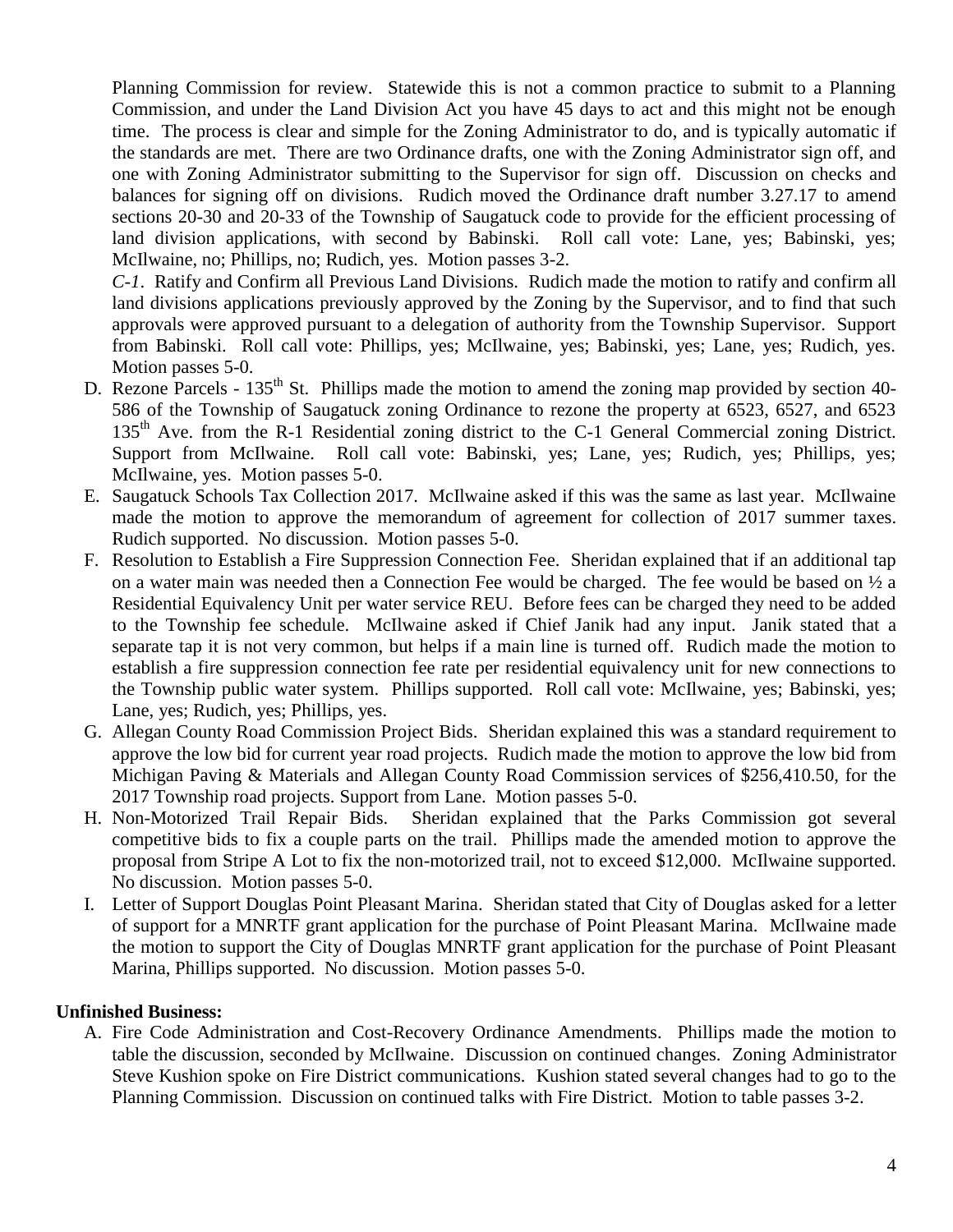Planning Commission for review. Statewide this is not a common practice to submit to a Planning Commission, and under the Land Division Act you have 45 days to act and this might not be enough time. The process is clear and simple for the Zoning Administrator to do, and is typically automatic if the standards are met. There are two Ordinance drafts, one with the Zoning Administrator sign off, and one with Zoning Administrator submitting to the Supervisor for sign off. Discussion on checks and balances for signing off on divisions. Rudich moved the Ordinance draft number 3.27.17 to amend sections 20-30 and 20-33 of the Township of Saugatuck code to provide for the efficient processing of land division applications, with second by Babinski. Roll call vote: Lane, yes; Babinski, yes; McIlwaine, no; Phillips, no; Rudich, yes. Motion passes 3-2.

*C-1*. Ratify and Confirm all Previous Land Divisions. Rudich made the motion to ratify and confirm all land divisions applications previously approved by the Zoning by the Supervisor, and to find that such approvals were approved pursuant to a delegation of authority from the Township Supervisor. Support from Babinski. Roll call vote: Phillips, yes; McIlwaine, yes; Babinski, yes; Lane, yes; Rudich, yes. Motion passes 5-0.

D. Rezone Parcels - 135th St. Phillips made the motion to amend the zoning map provided by section 40-586 of the Township of Saugatuck zoning Ordinance to rezone the property at 6523, 6527, and 6523 135th Ave. from the R-1 Residential zoning district to the C-1 General Commercial zoning District. Support from McIlwaine. Roll call vote: Babinski, yes; Lane, yes; Rudich, yes; Phillips, yes; McIlwaine, yes. Motion passes 5-0.
E. Saugatuck Schools Tax Collection 2017. McIlwaine asked if this was the same as last year. McIlwaine made the motion to approve the memorandum of agreement for collection of 2017 summer taxes. Rudich supported. No discussion. Motion passes 5-0.
F. Resolution to Establish a Fire Suppression Connection Fee. Sheridan explained that if an additional tap on a water main was needed then a Connection Fee would be charged. The fee would be based on ½ a Residential Equivalency Unit per water service REU. Before fees can be charged they need to be added to the Township fee schedule. McIlwaine asked if Chief Janik had any input. Janik stated that a separate tap it is not very common, but helps if a main line is turned off. Rudich made the motion to establish a fire suppression connection fee rate per residential equivalency unit for new connections to the Township public water system. Phillips supported. Roll call vote: McIlwaine, yes; Babinski, yes; Lane, yes; Rudich, yes; Phillips, yes.
G. Allegan County Road Commission Project Bids. Sheridan explained this was a standard requirement to approve the low bid for current year road projects. Rudich made the motion to approve the low bid from Michigan Paving & Materials and Allegan County Road Commission services of $256,410.50, for the 2017 Township road projects. Support from Lane. Motion passes 5-0.
H. Non-Motorized Trail Repair Bids. Sheridan explained that the Parks Commission got several competitive bids to fix a couple parts on the trail. Phillips made the amended motion to approve the proposal from Stripe A Lot to fix the non-motorized trail, not to exceed $12,000. McIlwaine supported. No discussion. Motion passes 5-0.
I. Letter of Support Douglas Point Pleasant Marina. Sheridan stated that City of Douglas asked for a letter of support for a MNRTF grant application for the purchase of Point Pleasant Marina. McIlwaine made the motion to support the City of Douglas MNRTF grant application for the purchase of Point Pleasant Marina, Phillips supported. No discussion. Motion passes 5-0.

**Unfinished Business:**

A. Fire Code Administration and Cost-Recovery Ordinance Amendments. Phillips made the motion to table the discussion, seconded by McIlwaine. Discussion on continued changes. Zoning Administrator Steve Kushion spoke on Fire District communications. Kushion stated several changes had to go to the Planning Commission. Discussion on continued talks with Fire District. Motion to table passes 3-2.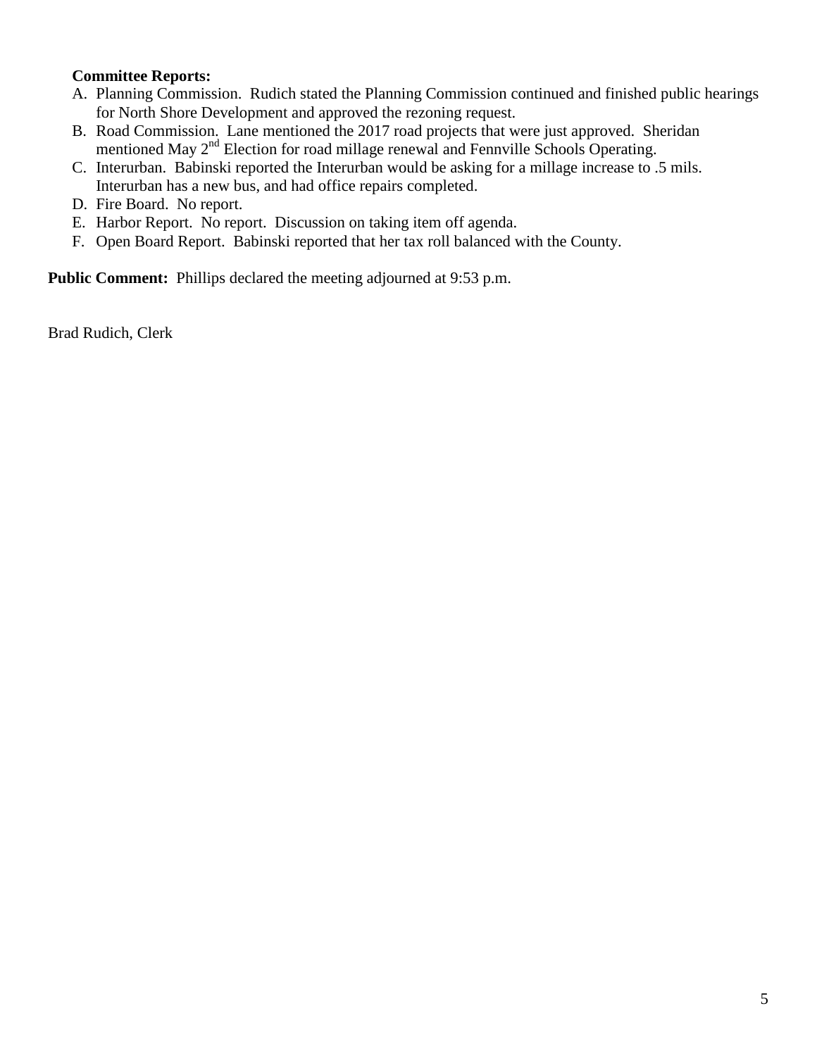**Committee Reports:**

A. Planning Commission. Rudich stated the Planning Commission continued and finished public hearings for North Shore Development and approved the rezoning request.
B. Road Commission. Lane mentioned the 2017 road projects that were just approved. Sheridan mentioned May 2nd Election for road millage renewal and Fennville Schools Operating.
C. Interurban. Babinski reported the Interurban would be asking for a millage increase to .5 mils. Interurban has a new bus, and had office repairs completed.
D. Fire Board. No report.
E. Harbor Report. No report. Discussion on taking item off agenda.
F. Open Board Report. Babinski reported that her tax roll balanced with the County.

**Public Comment:** Phillips declared the meeting adjourned at 9:53 p.m.

Brad Rudich, Clerk